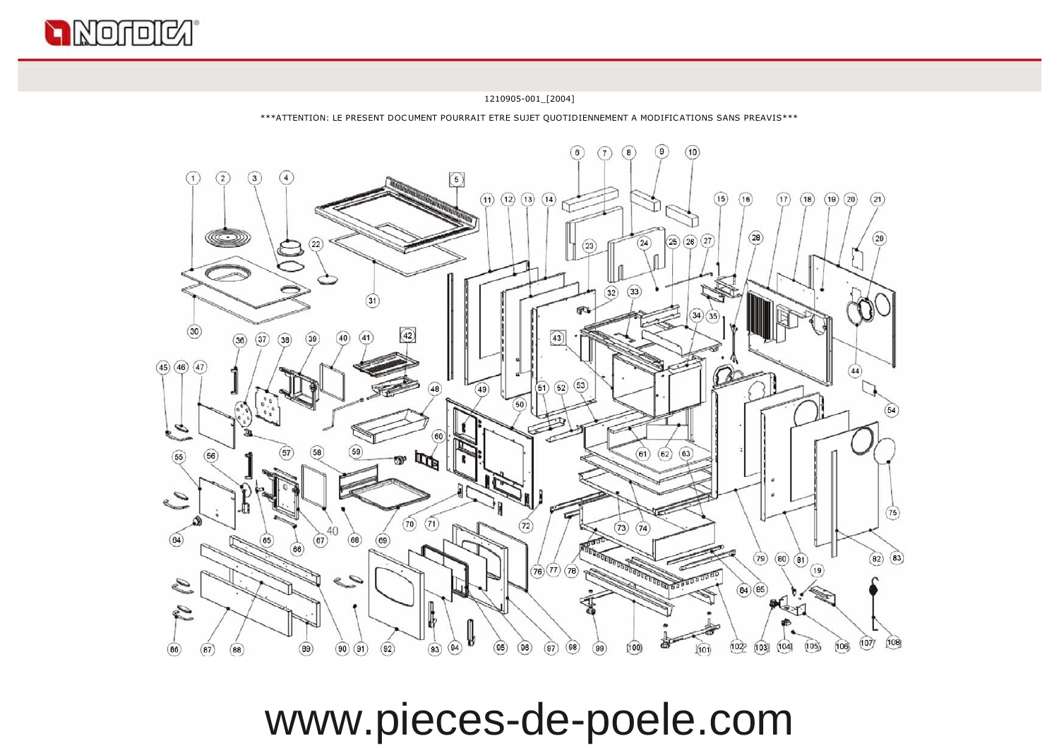1210905-001_[2004]

***ATTENTION: LE PRESENT DOCUMENT POURRAIT ETRE SUJET QUOTIDIENNEMENT A MODIFICATIONS SANS PREAVIS***

www.pieces-de-poele.com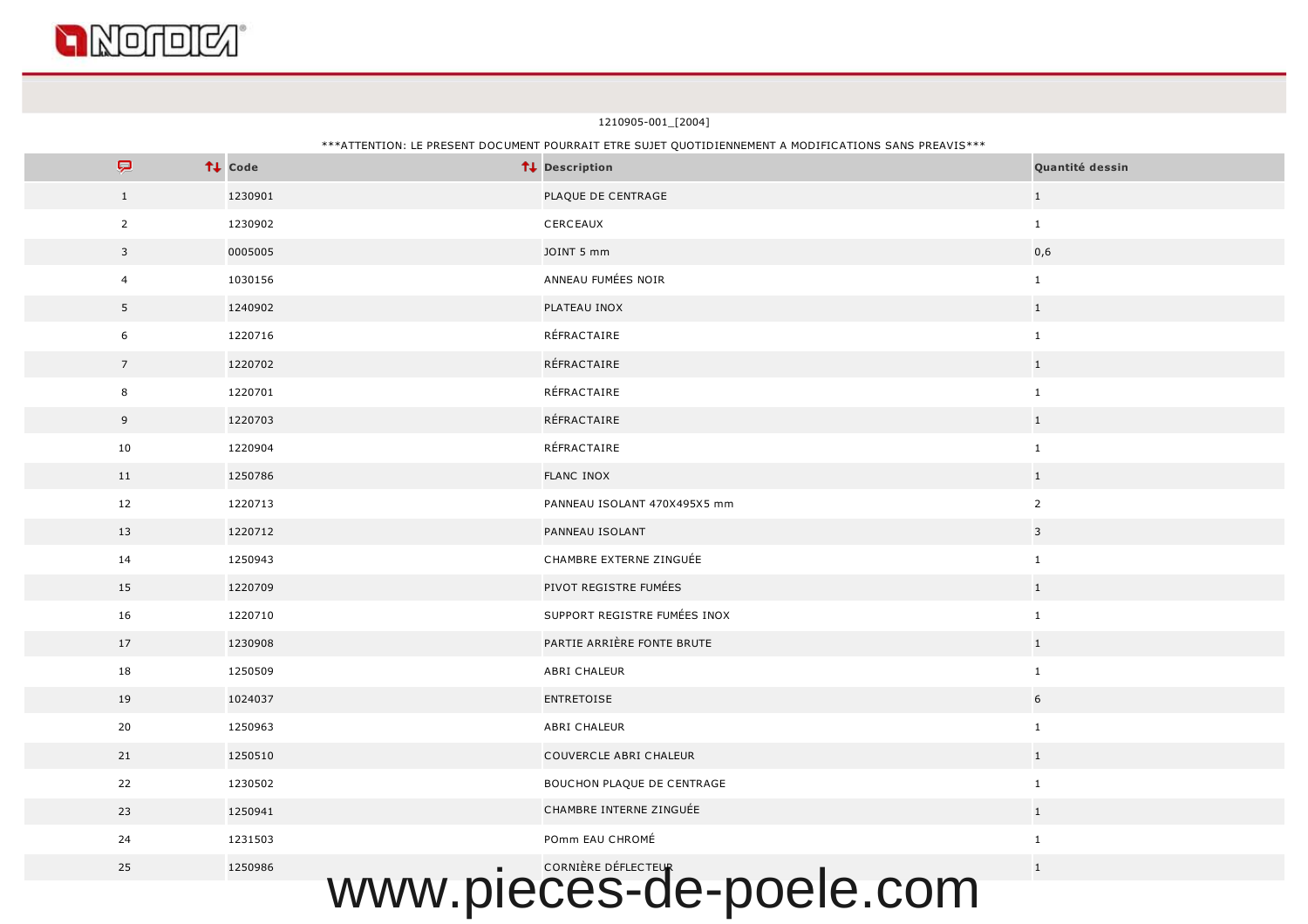1210905-001_[2004]

***ATTENTION: LE PRESENT DOCUMENT POURRAIT ETRE SUJET QUOTIDIENNEMENT A MODIFICATIONS SANS PREAVIS***

| | Code | Description | Quantité dessin |
|---|---|---|---|
| 1 | 1230901 | PLAQUE DE CENTRAGE | 1 |
| 2 | 1230902 | CERCEAUX | 1 |
| 3 | 0005005 | JOINT 5 mm | 0,6 |
| 4 | 1030156 | ANNEAU FUMÉES NOIR | 1 |
| 5 | 1240902 | PLATEAU INOX | 1 |
| 6 | 1220716 | RÉFRACTAIRE | 1 |
| 7 | 1220702 | RÉFRACTAIRE | 1 |
| 8 | 1220701 | RÉFRACTAIRE | 1 |
| 9 | 1220703 | RÉFRACTAIRE | 1 |
| 10 | 1220904 | RÉFRACTAIRE | 1 |
| 11 | 1250786 | FLANC INOX | 1 |
| 12 | 1220713 | PANNEAU ISOLANT 470X495X5 mm | 2 |
| 13 | 1220712 | PANNEAU ISOLANT | 3 |
| 14 | 1250943 | CHAMBRE EXTERNE ZINGUÉE | 1 |
| 15 | 1220709 | PIVOT REGISTRE FUMÉES | 1 |
| 16 | 1220710 | SUPPORT REGISTRE FUMÉES INOX | 1 |
| 17 | 1230908 | PARTIE ARRIÈRE FONTE BRUTE | 1 |
| 18 | 1250509 | ABRI CHALEUR | 1 |
| 19 | 1024037 | ENTRETOISE | 6 |
| 20 | 1250963 | ABRI CHALEUR | 1 |
| 21 | 1250510 | COUVERCLE ABRI CHALEUR | 1 |
| 22 | 1230502 | BOUCHON PLAQUE DE CENTRAGE | 1 |
| 23 | 1250941 | CHAMBRE INTERNE ZINGUÉE | 1 |
| 24 | 1231503 | POmm EAU CHROMÉ | 1 |
| 25 | 1250986 | CORNIÈRE DÉFLECTEUR | 1 |

www.pieces-de-poele.com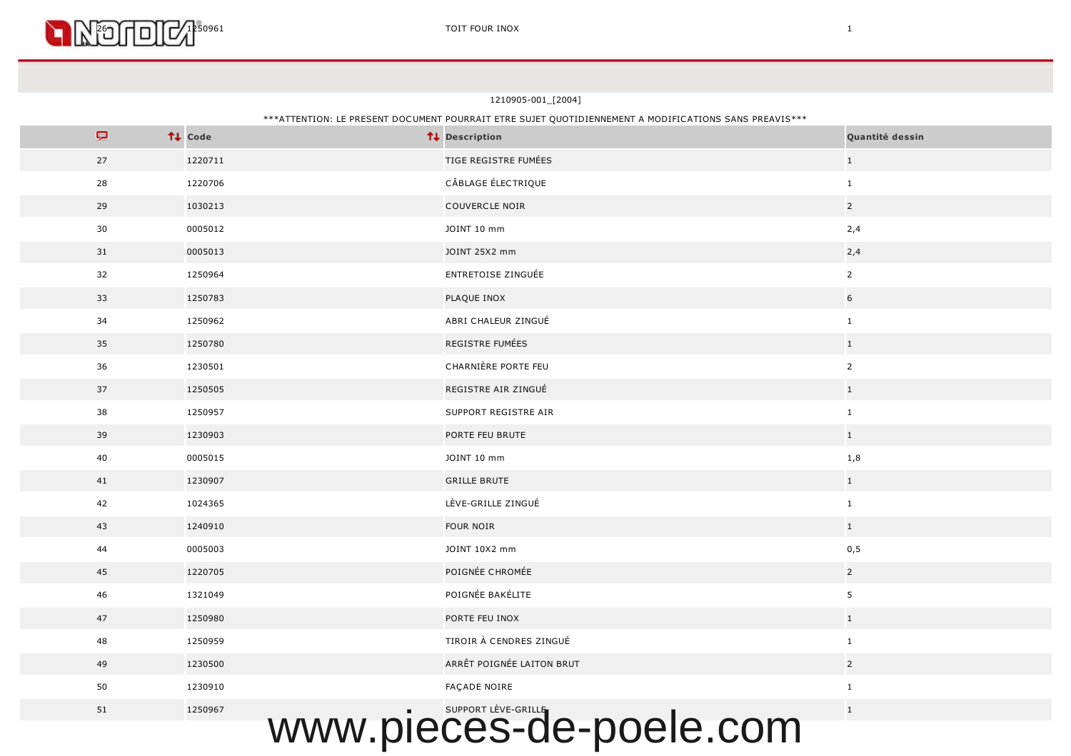| | Code | Description | Quantité dessin |
|---|---|---|---|
| 26 | 1250961 | TOIT FOUR INOX | 1 |

1210905-001_[2004]

***ATTENTION: LE PRESENT DOCUMENT POURRAIT ETRE SUJET QUOTIDIENNEMENT A MODIFICATIONS SANS PREAVIS***

| | Code | Description | Quantité dessin |
|---|---|---|---|
| 27 | 1220711 | TIGE REGISTRE FUMÉES | 1 |
| 28 | 1220706 | CÂBLAGE ÉLECTRIQUE | 1 |
| 29 | 1030213 | COUVERCLE NOIR | 2 |
| 30 | 0005012 | JOINT 10 mm | 2,4 |
| 31 | 0005013 | JOINT 25X2 mm | 2,4 |
| 32 | 1250964 | ENTRETOISE ZINGUÉE | 2 |
| 33 | 1250783 | PLAQUE INOX | 6 |
| 34 | 1250962 | ABRI CHALEUR ZINGUÉ | 1 |
| 35 | 1250780 | REGISTRE FUMÉES | 1 |
| 36 | 1230501 | CHARNIÈRE PORTE FEU | 2 |
| 37 | 1250505 | REGISTRE AIR ZINGUÉ | 1 |
| 38 | 1250957 | SUPPORT REGISTRE AIR | 1 |
| 39 | 1230903 | PORTE FEU BRUTE | 1 |
| 40 | 0005015 | JOINT 10 mm | 1,8 |
| 41 | 1230907 | GRILLE BRUTE | 1 |
| 42 | 1024365 | LÈVE-GRILLE ZINGUÉ | 1 |
| 43 | 1240910 | FOUR NOIR | 1 |
| 44 | 0005003 | JOINT 10X2 mm | 0,5 |
| 45 | 1220705 | POIGNÉE CHROMÉE | 2 |
| 46 | 1321049 | POIGNÉE BAKÉLITE | 5 |
| 47 | 1250980 | PORTE FEU INOX | 1 |
| 48 | 1250959 | TIROIR À CENDRES ZINGUÉ | 1 |
| 49 | 1230500 | ARRÊT POIGNÉE LAITON BRUT | 2 |
| 50 | 1230910 | FAÇADE NOIRE | 1 |
| 51 | 1250967 | SUPPORT LÈVE-GRILLE | 1 |

www.pieces-de-poele.com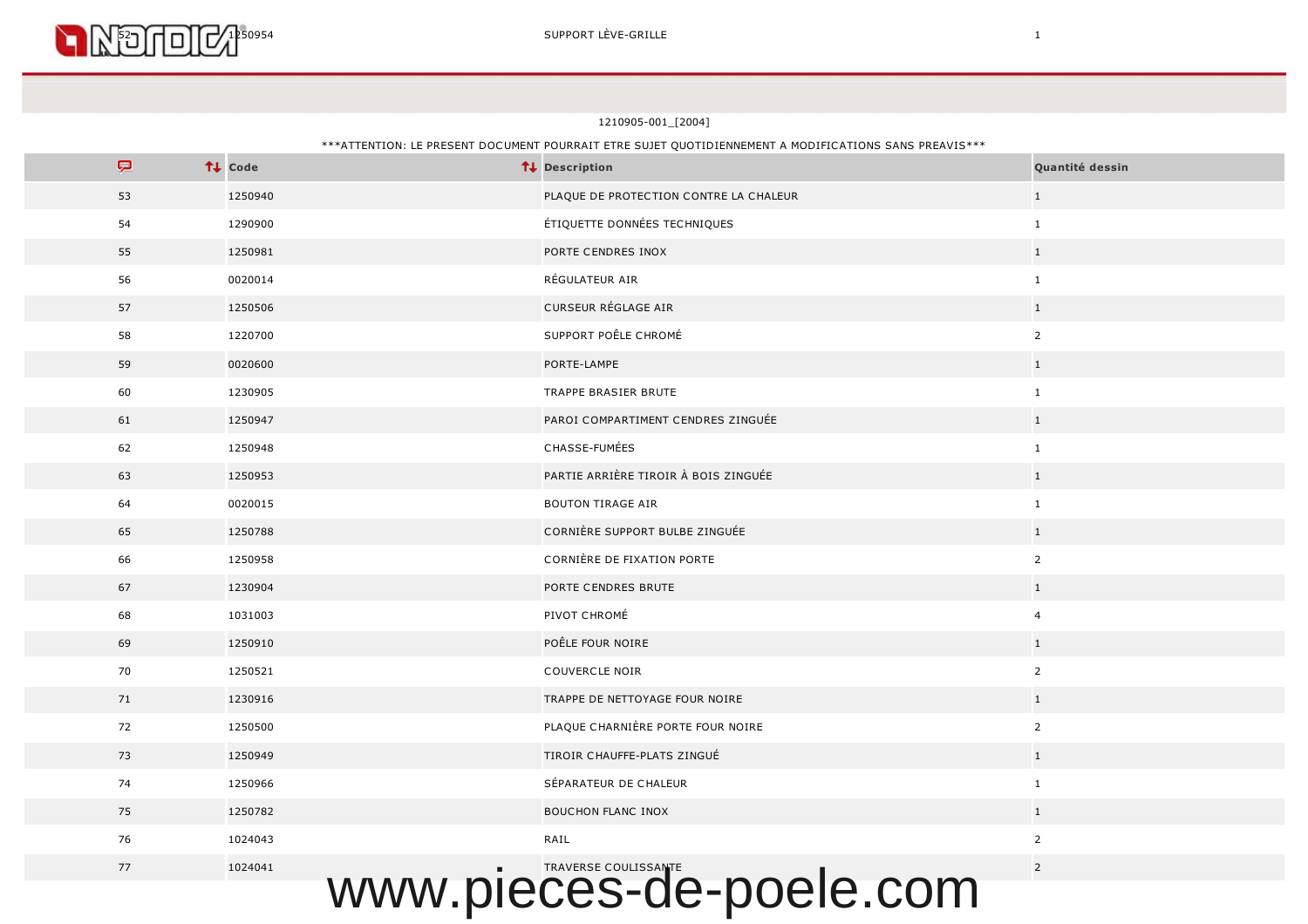| 52 | 1250954 | SUPPORT LÈVE-GRILLE | 1 |
|---|---|---|---|

1210905-001_[2004]

***ATTENTION: LE PRESENT DOCUMENT POURRAIT ETRE SUJET QUOTIDIENNEMENT A MODIFICATIONS SANS PREAVIS***

| | Code | Description | Quantité dessin |
|---|---|---|---|
| 53 | 1250940 | PLAQUE DE PROTECTION CONTRE LA CHALEUR | 1 |
| 54 | 1290900 | ÉTIQUETTE DONNÉES TECHNIQUES | 1 |
| 55 | 1250981 | PORTE CENDRES INOX | 1 |
| 56 | 0020014 | RÉGULATEUR AIR | 1 |
| 57 | 1250506 | CURSEUR RÉGLAGE AIR | 1 |
| 58 | 1220700 | SUPPORT POÊLE CHROMÉ | 2 |
| 59 | 0020600 | PORTE-LAMPE | 1 |
| 60 | 1230905 | TRAPPE BRASIER BRUTE | 1 |
| 61 | 1250947 | PAROI COMPARTIMENT CENDRES ZINGUÉE | 1 |
| 62 | 1250948 | CHASSE-FUMÉES | 1 |
| 63 | 1250953 | PARTIE ARRIÈRE TIROIR À BOIS ZINGUÉE | 1 |
| 64 | 0020015 | BOUTON TIRAGE AIR | 1 |
| 65 | 1250788 | CORNIÈRE SUPPORT BULBE ZINGUÉE | 1 |
| 66 | 1250958 | CORNIÈRE DE FIXATION PORTE | 2 |
| 67 | 1230904 | PORTE CENDRES BRUTE | 1 |
| 68 | 1031003 | PIVOT CHROMÉ | 4 |
| 69 | 1250910 | POÊLE FOUR NOIRE | 1 |
| 70 | 1250521 | COUVERCLE NOIR | 2 |
| 71 | 1230916 | TRAPPE DE NETTOYAGE FOUR NOIRE | 1 |
| 72 | 1250500 | PLAQUE CHARNIÈRE PORTE FOUR NOIRE | 2 |
| 73 | 1250949 | TIROIR CHAUFFE-PLATS ZINGUÉ | 1 |
| 74 | 1250966 | SÉPARATEUR DE CHALEUR | 1 |
| 75 | 1250782 | BOUCHON FLANC INOX | 1 |
| 76 | 1024043 | RAIL | 2 |
| 77 | 1024041 | TRAVERSE COULISSANTE | 2 |

www.pieces-de-poele.com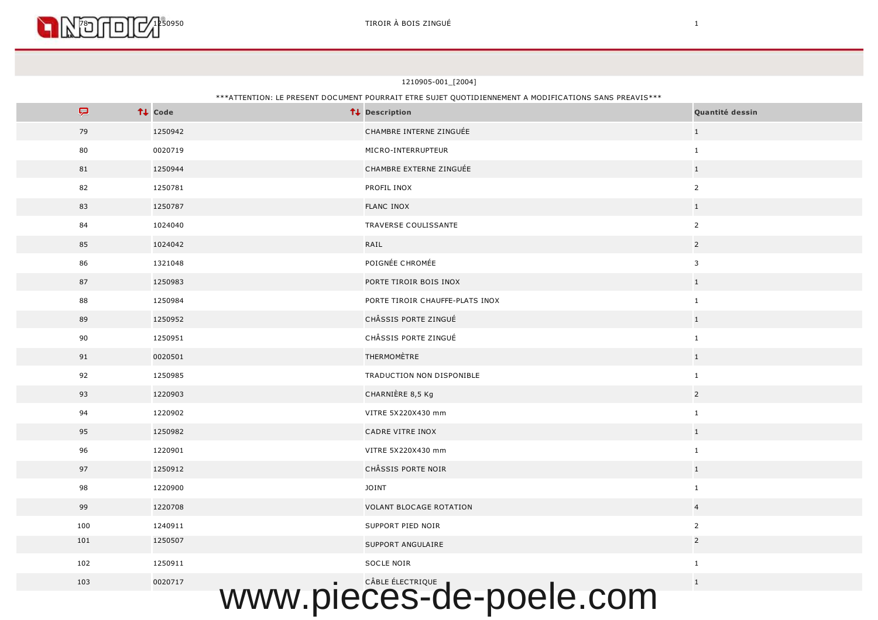| 78 | 1250950 | TIROIR À BOIS ZINGUÉ | 1 |
|---|---|---|---|

1210905-001_[2004]

\*\*\*ATTENTION: LE PRESENT DOCUMENT POURRAIT ETRE SUJET QUOTIDIENNEMENT A MODIFICATIONS SANS PREAVIS\*\*\*

| | Code | Description | Quantité dessin |
|---|---|---|---|
| 79 | 1250942 | CHAMBRE INTERNE ZINGUÉE | 1 |
| 80 | 0020719 | MICRO-INTERRUPTEUR | 1 |
| 81 | 1250944 | CHAMBRE EXTERNE ZINGUÉE | 1 |
| 82 | 1250781 | PROFIL INOX | 2 |
| 83 | 1250787 | FLANC INOX | 1 |
| 84 | 1024040 | TRAVERSE COULISSANTE | 2 |
| 85 | 1024042 | RAIL | 2 |
| 86 | 1321048 | POIGNÉE CHROMÉE | 3 |
| 87 | 1250983 | PORTE TIROIR BOIS INOX | 1 |
| 88 | 1250984 | PORTE TIROIR CHAUFFE-PLATS INOX | 1 |
| 89 | 1250952 | CHÂSSIS PORTE ZINGUÉ | 1 |
| 90 | 1250951 | CHÂSSIS PORTE ZINGUÉ | 1 |
| 91 | 0020501 | THERMOMÈTRE | 1 |
| 92 | 1250985 | TRADUCTION NON DISPONIBLE | 1 |
| 93 | 1220903 | CHARNIÈRE 8,5 Kg | 2 |
| 94 | 1220902 | VITRE 5X220X430 mm | 1 |
| 95 | 1250982 | CADRE VITRE INOX | 1 |
| 96 | 1220901 | VITRE 5X220X430 mm | 1 |
| 97 | 1250912 | CHÂSSIS PORTE NOIR | 1 |
| 98 | 1220900 | JOINT | 1 |
| 99 | 1220708 | VOLANT BLOCAGE ROTATION | 4 |
| 100 | 1240911 | SUPPORT PIED NOIR | 2 |
| 101 | 1250507 | SUPPORT ANGULAIRE | 2 |
| 102 | 1250911 | SOCLE NOIR | 1 |
| 103 | 0020717 | CÂBLE ÉLECTRIQUE | 1 |

www.pieces-de-poele.com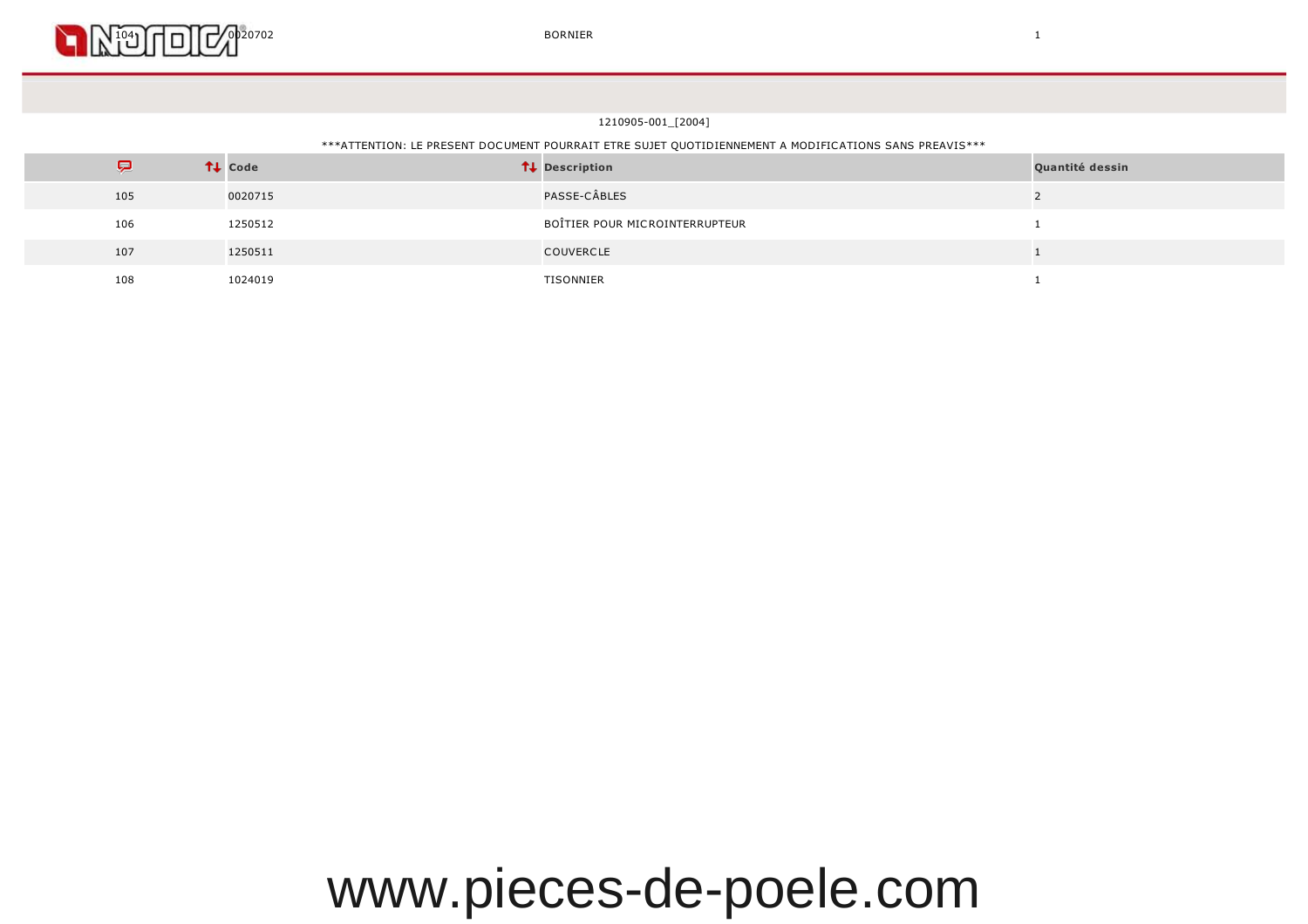| | | | |
|---|---|---|---|
| 104 | 0020702 | BORNIER | 1 |

1210905-001_[2004]

***ATTENTION: LE PRESENT DOCUMENT POURRAIT ETRE SUJET QUOTIDIENNEMENT A MODIFICATIONS SANS PREAVIS***

| | Code | Description | Quantité dessin |
|---|---|---|---|
| 105 | 0020715 | PASSE-CÂBLES | 2 |
| 106 | 1250512 | BOÎTIER POUR MICROINTERRUPTEUR | 1 |
| 107 | 1250511 | COUVERCLE | 1 |
| 108 | 1024019 | TISONNIER | 1 |

www.pieces-de-poele.com